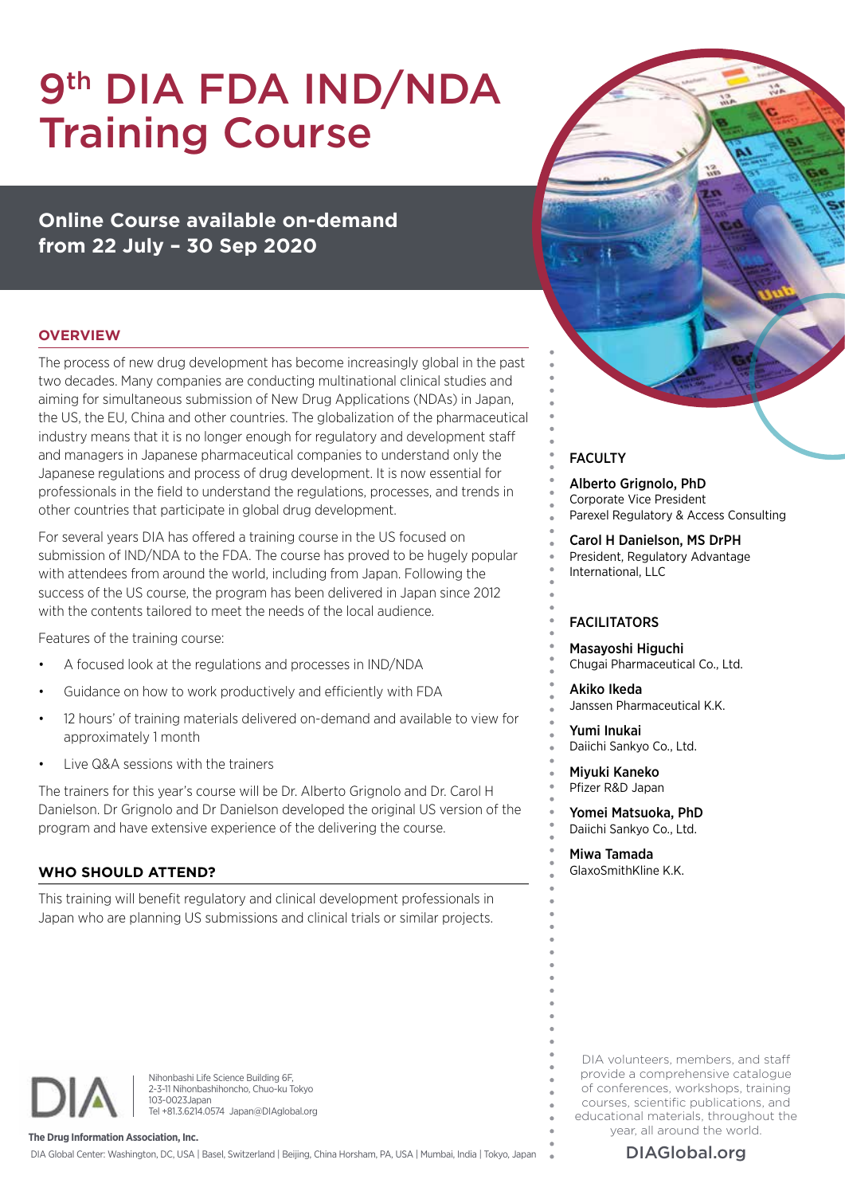# 9th DIA FDA IND/NDA Training Course

## Online Course available on-demand from 22 July – 30 Sep 2020

### OVERVIEW

The process of new drug development has become increasingly global in the past two decades. Many companies are conducting multinational clinical studies and aiming for simultaneous submission of New Drug Applications (NDAs) in Japan, the US, the EU, China and other countries. The globalization of the pharmaceutical industry means that it is no longer enough for regulatory and development staff and managers in Japanese pharmaceutical companies to understand only the Japanese regulations and process of drug development. It is now essential for professionals in the field to understand the regulations, processes, and trends in other countries that participate in global drug development.

For several years DIA has offered a training course in the US focused on submission of IND/NDA to the FDA. The course has proved to be hugely popular with attendees from around the world, including from Japan. Following the success of the US course, the program has been delivered in Japan since 2012 with the contents tailored to meet the needs of the local audience.

Features of the training course:

- A focused look at the regulations and processes in IND/NDA
- Guidance on how to work productively and efficiently with FDA
- 12 hours' of training materials delivered on-demand and available to view for approximately 1 month
- Live Q&A sessions with the trainers

The trainers for this year's course will be Dr. Alberto Grignolo and Dr. Carol H Danielson. Dr Grignolo and Dr Danielson developed the original US version of the program and have extensive experience of the delivering the course.

### WHO SHOULD ATTEND?

This training will benefit regulatory and clinical development professionals in Japan who are planning US submissions and clinical trials or similar projects.

### FACULTY

**Alberto Grignolo, PhD**
Corporate Vice President
Parexel Regulatory & Access Consulting

**Carol H Danielson, MS DrPH**
President, Regulatory Advantage International, LLC

### FACILITATORS

**Masayoshi Higuchi**
Chugai Pharmaceutical Co., Ltd.

**Akiko Ikeda**
Janssen Pharmaceutical K.K.

**Yumi Inukai**
Daiichi Sankyo Co., Ltd.

**Miyuki Kaneko**
Pfizer R&D Japan

**Yomei Matsuoka, PhD**
Daiichi Sankyo Co., Ltd.

**Miwa Tamada**
GlaxoSmithKline K.K.

DIA

Nihonbashi Life Science Building 6F,
2-3-11 Nihonbashihoncho, Chuo-ku Tokyo
103-0023Japan
Tel +81.3.6214.0574 Japan@DIAglobal.org

**The Drug Information Association, Inc.**

DIA Global Center: Washington, DC, USA | Basel, Switzerland | Beijing, China Horsham, PA, USA | Mumbai, India | Tokyo, Japan

DIA volunteers, members, and staff provide a comprehensive catalogue of conferences, workshops, training courses, scientific publications, and educational materials, throughout the year, all around the world.

DIAGlobal.org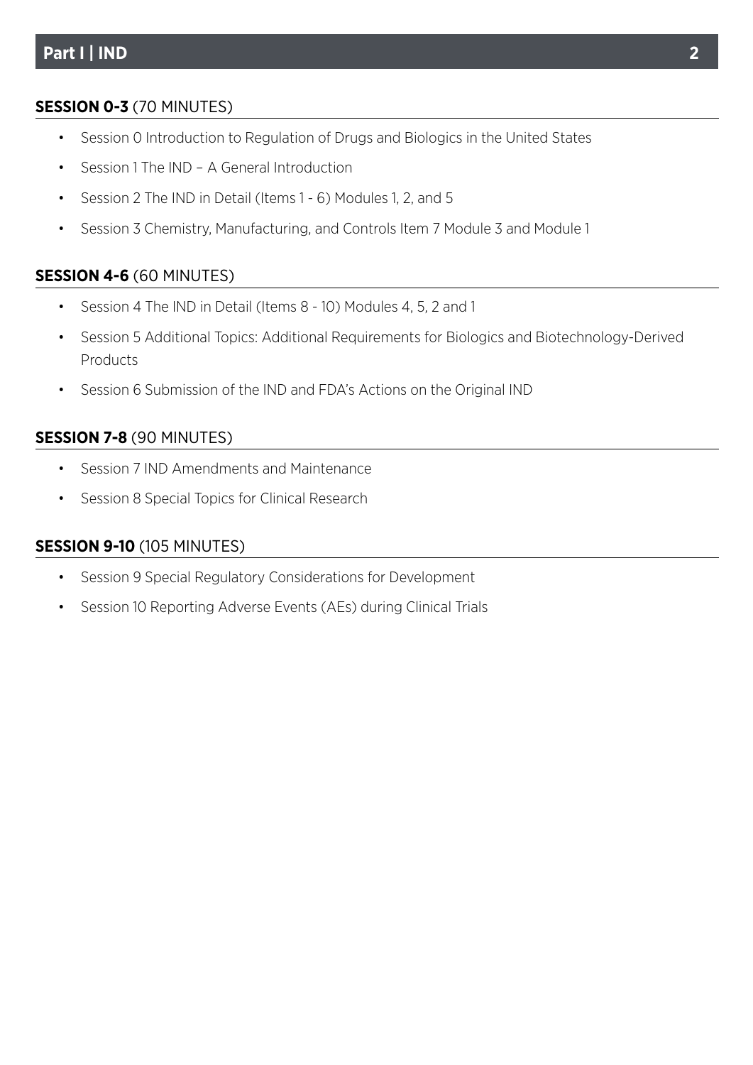## Part I | IND

### **SESSION 0-3** (70 MINUTES)

- Session 0 Introduction to Regulation of Drugs and Biologics in the United States
- Session 1 The IND – A General Introduction
- Session 2 The IND in Detail (Items 1 - 6) Modules 1, 2, and 5
- Session 3 Chemistry, Manufacturing, and Controls Item 7 Module 3 and Module 1

### **SESSION 4-6** (60 MINUTES)

- Session 4 The IND in Detail (Items 8 - 10) Modules 4, 5, 2 and 1
- Session 5 Additional Topics: Additional Requirements for Biologics and Biotechnology-Derived Products
- Session 6 Submission of the IND and FDA's Actions on the Original IND

### **SESSION 7-8** (90 MINUTES)

- Session 7 IND Amendments and Maintenance
- Session 8 Special Topics for Clinical Research

### **SESSION 9-10** (105 MINUTES)

- Session 9 Special Regulatory Considerations for Development
- Session 10 Reporting Adverse Events (AEs) during Clinical Trials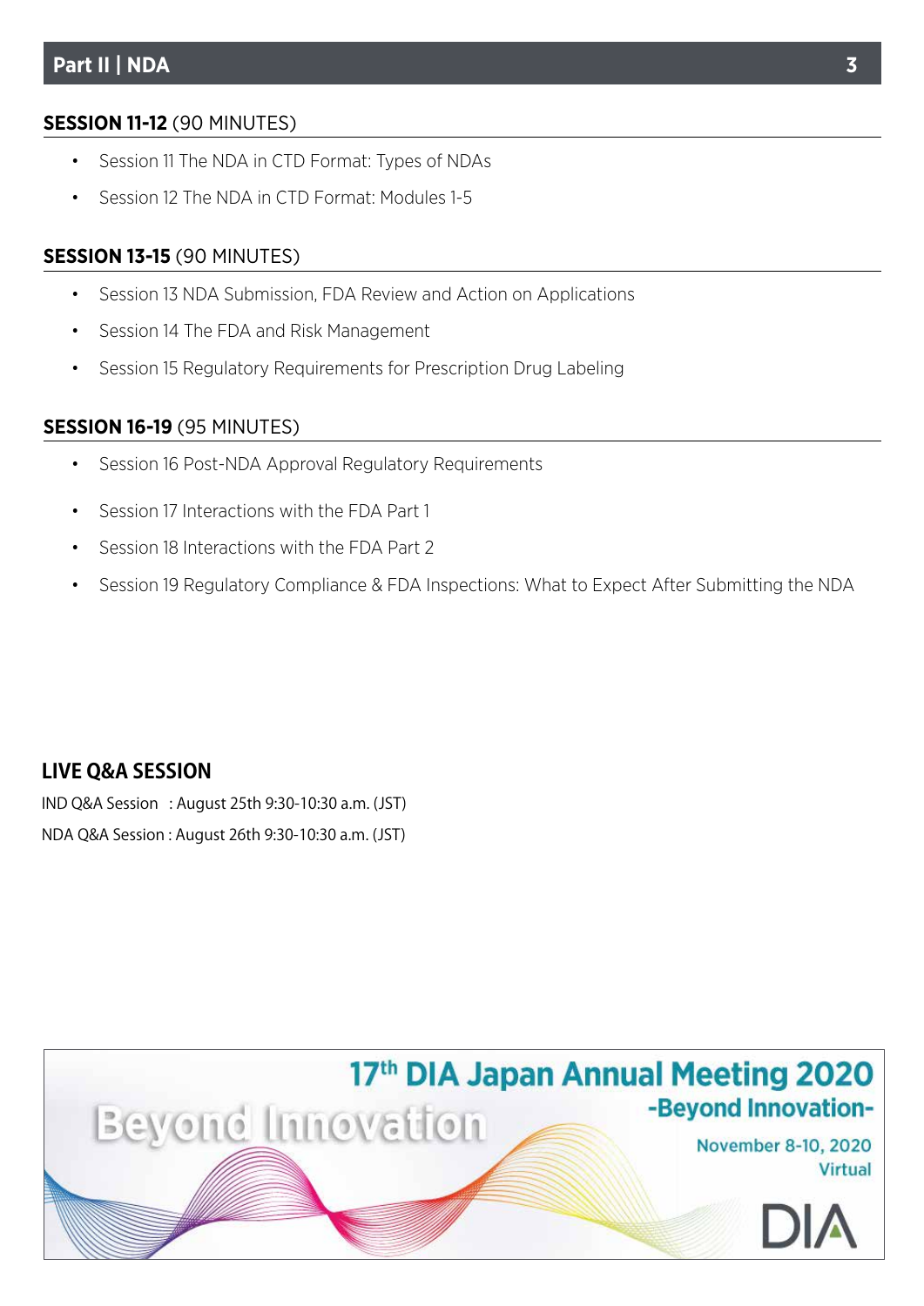## Part II | NDA

### **SESSION 11-12** (90 MINUTES)

- Session 11 The NDA in CTD Format: Types of NDAs
- Session 12 The NDA in CTD Format: Modules 1-5

### **SESSION 13-15** (90 MINUTES)

- Session 13 NDA Submission, FDA Review and Action on Applications
- Session 14 The FDA and Risk Management
- Session 15 Regulatory Requirements for Prescription Drug Labeling

### **SESSION 16-19** (95 MINUTES)

- Session 16 Post-NDA Approval Regulatory Requirements
- Session 17 Interactions with the FDA Part 1
- Session 18 Interactions with the FDA Part 2
- Session 19 Regulatory Compliance & FDA Inspections: What to Expect After Submitting the NDA

## LIVE Q&A SESSION

IND Q&A Session : August 25th 9:30-10:30 a.m. (JST)

NDA Q&A Session : August 26th 9:30-10:30 a.m. (JST)

17th DIA Japan Annual Meeting 2020

-Beyond Innovation-

Beyond Innovation

November 8-10, 2020

Virtual

DIA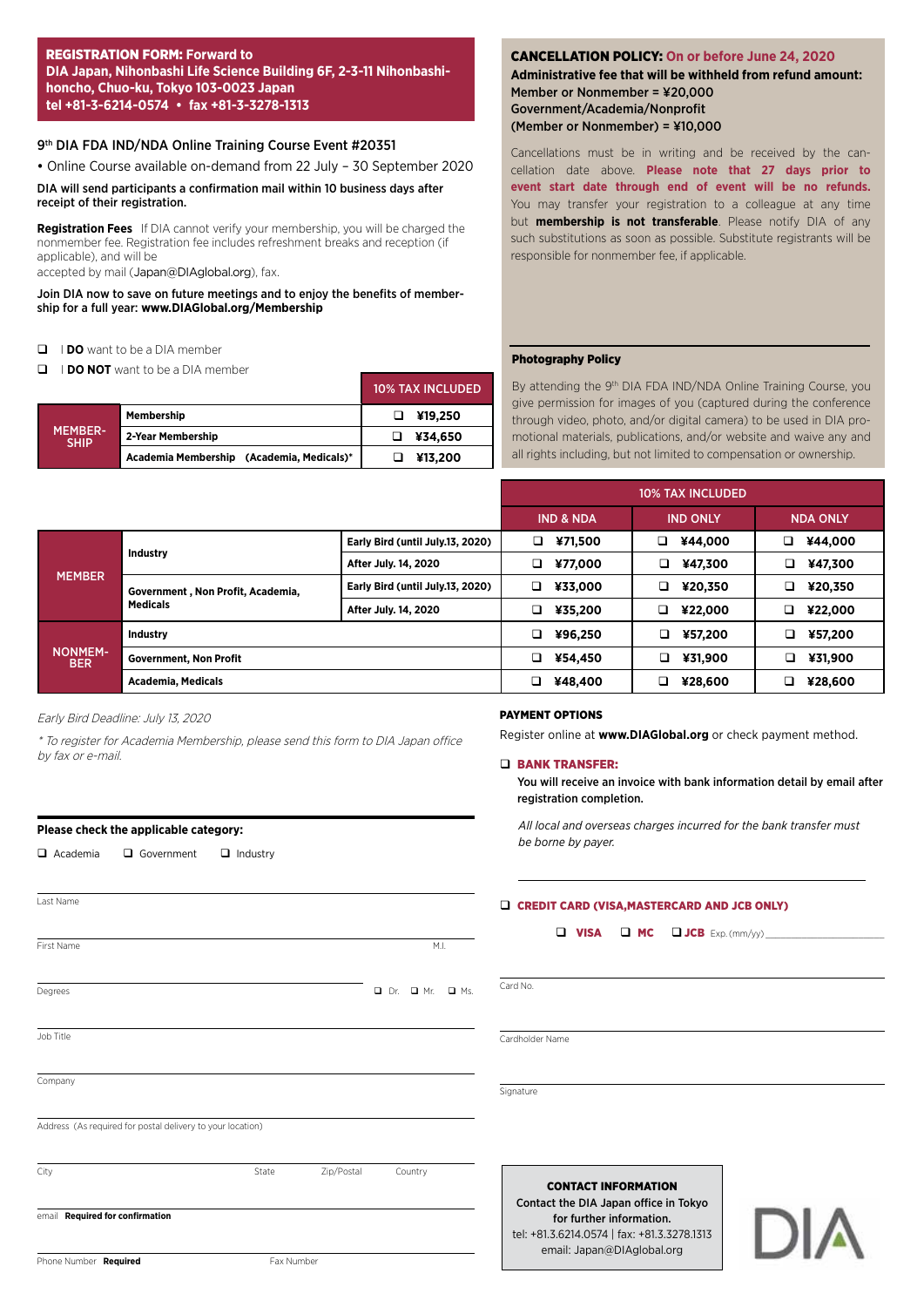**REGISTRATION FORM: Forward to DIA Japan, Nihonbashi Life Science Building 6F, 2-3-11 Nihonbashi-honcho, Chuo-ku, Tokyo 103-0023 Japan**
**tel +81-3-6214-0574 • fax +81-3-3278-1313**

9th DIA FDA IND/NDA Online Training Course Event #20351

• Online Course available on-demand from 22 July – 30 September 2020

**DIA will send participants a confirmation mail within 10 business days after receipt of their registration.**

**Registration Fees** If DIA cannot verify your membership, you will be charged the nonmember fee. Registration fee includes refreshment breaks and reception (if applicable), and will be accepted by mail (Japan@DIAglobal.org), fax.

**Join DIA now to save on future meetings and to enjoy the benefits of membership for a full year: www.DIAGlobal.org/Membership**

❑ I **DO** want to be a DIA member

❑ I **DO NOT** want to be a DIA member

| | | 10% TAX INCLUDED |
|---|---|---|
| MEMBERSHIP | Membership | ❑ ¥19,250 |
| | 2-Year Membership | ❑ ¥34,650 |
| | Academia Membership (Academia, Medicals)* | ❑ ¥13,200 |

**CANCELLATION POLICY: On or before June 24, 2020**
**Administrative fee that will be withheld from refund amount:**
**Member or Nonmember = ¥20,000**
**Government/Academia/Nonprofit (Member or Nonmember) = ¥10,000**

Cancellations must be in writing and be received by the cancellation date above. **Please note that 27 days prior to event start date through end of event will be no refunds.** You may transfer your registration to a colleague at any time but **membership is not transferable**. Please notify DIA of any such substitutions as soon as possible. Substitute registrants will be responsible for nonmember fee, if applicable.

**Photography Policy**

By attending the 9th DIA FDA IND/NDA Online Training Course, you give permission for images of you (captured during the conference through video, photo, and/or digital camera) to be used in DIA promotional materials, publications, and/or website and waive any and all rights including, but not limited to compensation or ownership.

| | | | 10% TAX INCLUDED | | |
|---|---|---|---|---|---|
| | | | IND & NDA | IND ONLY | NDA ONLY |
| MEMBER | Industry | Early Bird (until July.13, 2020) | ❑ ¥71,500 | ❑ ¥44,000 | ❑ ¥44,000 |
| | | After July. 14, 2020 | ❑ ¥77,000 | ❑ ¥47,300 | ❑ ¥47,300 |
| | Government , Non Profit, Academia, Medicals | Early Bird (until July.13, 2020) | ❑ ¥33,000 | ❑ ¥20,350 | ❑ ¥20,350 |
| | | After July. 14, 2020 | ❑ ¥35,200 | ❑ ¥22,000 | ❑ ¥22,000 |
| NONMEMBER | Industry | | ❑ ¥96,250 | ❑ ¥57,200 | ❑ ¥57,200 |
| | Government, Non Profit | | ❑ ¥54,450 | ❑ ¥31,900 | ❑ ¥31,900 |
| | Academia, Medicals | | ❑ ¥48,400 | ❑ ¥28,600 | ❑ ¥28,600 |

*Early Bird Deadline: July 13, 2020*

*\* To register for Academia Membership, please send this form to DIA Japan office by fax or e-mail.*

**Please check the applicable category:**

❑ Academia ❑ Government ❑ Industry

Last Name

First Name M.I.

Degrees ❑ Dr. ❑ Mr. ❑ Ms.

Job Title

Company

Address (As required for postal delivery to your location)

City State Zip/Postal Country

email **Required for confirmation**

Phone Number **Required** Fax Number

**PAYMENT OPTIONS**

Register online at **www.DIAGlobal.org** or check payment method.

❑ **BANK TRANSFER:**

**You will receive an invoice with bank information detail by email after registration completion.**

*All local and overseas charges incurred for the bank transfer must be borne by payer.*

❑ **CREDIT CARD (VISA,MASTERCARD AND JCB ONLY)**

❑ **VISA** ❑ **MC** ❑ **JCB** Exp. (mm/yy)\_\_\_\_\_\_\_\_\_\_

Card No.

Cardholder Name

Signature

**CONTACT INFORMATION**
Contact the DIA Japan office in Tokyo for further information.
tel: +81.3.6214.0574 | fax: +81.3.3278.1313
email: Japan@DIAglobal.org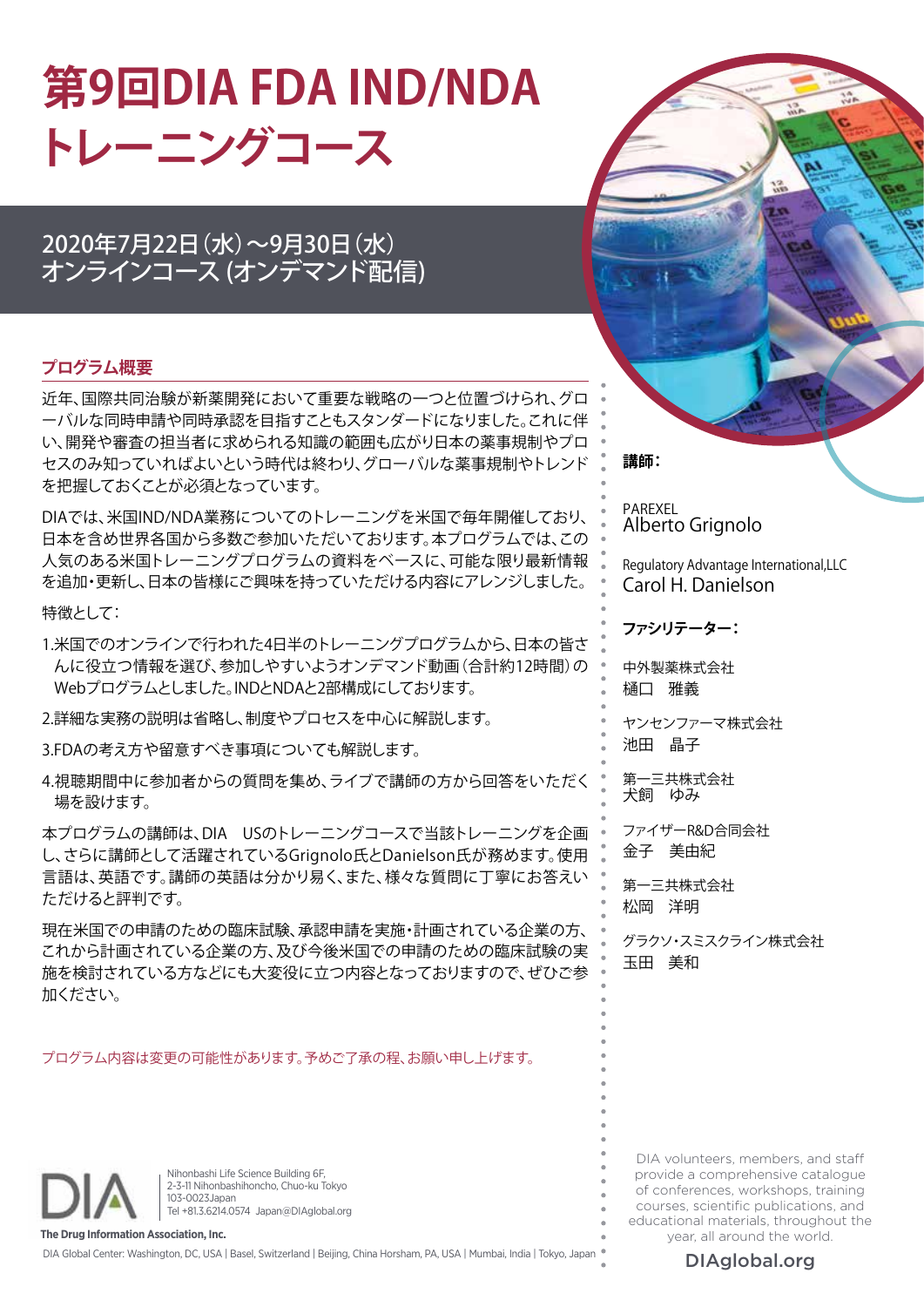# 第9回DIA FDA IND/NDA トレーニングコース

## 2020年7月22日（水）～9月30日（水）
## オンラインコース（オンデマンド配信）

### プログラム概要

近年、国際共同治験が新薬開発において重要な戦略の一つと位置づけられ、グローバルな同時申請や同時承認を目指すこともスタンダードになりました。これに伴い、開発や審査の担当者に求められる知識の範囲も広がり日本の薬事規制やプロセスのみ知っていればよいという時代は終わり、グローバルな薬事規制やトレンドを把握しておくことが必須となっています。

DIAでは、米国IND/NDA業務についてのトレーニングを米国で毎年開催しており、日本を含め世界各国から多数ご参加いただいております。本プログラムでは、この人気のある米国トレーニングプログラムの資料をベースに、可能な限り最新情報を追加・更新し、日本の皆様にご興味を持っていただける内容にアレンジしました。

特徴として：

1.米国でのオンラインで行われた4日半のトレーニングプログラムから、日本の皆さんに役立つ情報を選び、参加しやすいようオンデマンド動画（合計約12時間）のWebプログラムとしました。INDとNDAと2部構成にしております。

2.詳細な実務の説明は省略し、制度やプロセスを中心に解説します。

3.FDAの考え方や留意すべき事項についても解説します。

4.視聴期間中に参加者からの質問を集め、ライブで講師の方から回答をいただく場を設けます。

本プログラムの講師は、DIA USのトレーニングコースで当該トレーニングを企画し、さらに講師として活躍されているGrignolo氏とDanielson氏が務めます。使用言語は、英語です。講師の英語は分かり易く、また、様々な質問に丁寧にお答えいただけると評判です。

現在米国での申請のための臨床試験、承認申請を実施・計画されている企業の方、これから計画されている企業の方、及び今後米国での申請のための臨床試験の実施を検討されている方などにも大変役に立つ内容となっておりますので、ぜひご参加ください。

プログラム内容は変更の可能性があります。予めご了承の程、お願い申し上げます。

**講師：**

PAREXEL
Alberto Grignolo

Regulatory Advantage International,LLC
Carol H. Danielson

**ファシリテーター：**

中外製薬株式会社
樋口　雅義

ヤンセンファーマ株式会社
池田　晶子

第一三共株式会社
犬飼　ゆみ

ファイザーR&D合同会社
金子　美由紀

第一三共株式会社
松岡　洋明

グラクソ・スミスクライン株式会社
玉田　美和

DIA

The Drug Information Association, Inc.

Nihonbashi Life Science Building 6F,
2-3-11 Nihonbashihoncho, Chuo-ku Tokyo
103-0023Japan
Tel +81.3.6214.0574 Japan@DIAglobal.org

DIA Global Center: Washington, DC, USA | Basel, Switzerland | Beijing, China Horsham, PA, USA | Mumbai, India | Tokyo, Japan

DIA volunteers, members, and staff provide a comprehensive catalogue of conferences, workshops, training courses, scientific publications, and educational materials, throughout the year, all around the world.

DIAglobal.org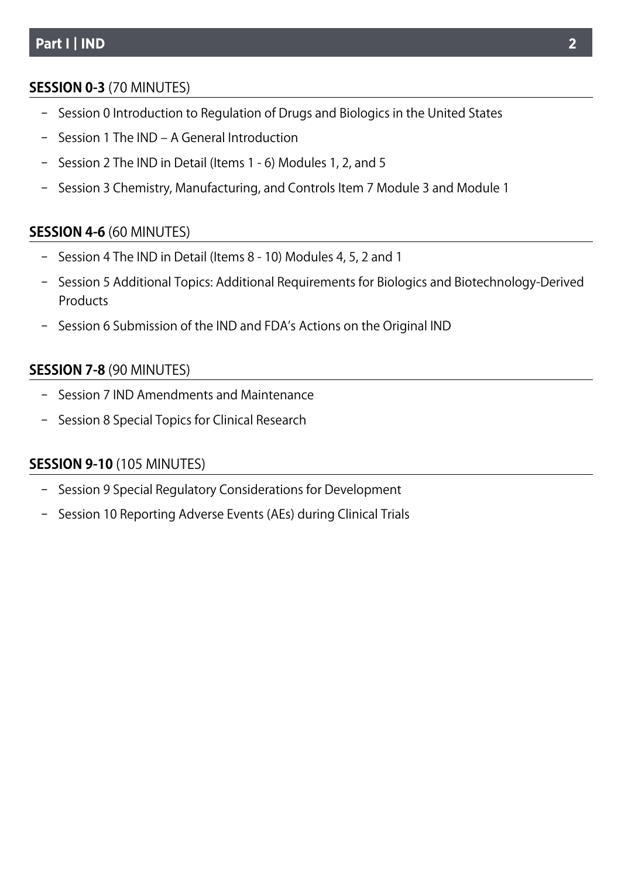## **SESSION 0-3** (70 MINUTES)

- Session 0 Introduction to Regulation of Drugs and Biologics in the United States
- Session 1 The IND – A General Introduction
- Session 2 The IND in Detail (Items 1 - 6) Modules 1, 2, and 5
- Session 3 Chemistry, Manufacturing, and Controls Item 7 Module 3 and Module 1

## **SESSION 4-6** (60 MINUTES)

- Session 4 The IND in Detail (Items 8 - 10) Modules 4, 5, 2 and 1
- Session 5 Additional Topics: Additional Requirements for Biologics and Biotechnology-Derived Products
- Session 6 Submission of the IND and FDA's Actions on the Original IND

## **SESSION 7-8** (90 MINUTES)

- Session 7 IND Amendments and Maintenance
- Session 8 Special Topics for Clinical Research

## **SESSION 9-10** (105 MINUTES)

- Session 9 Special Regulatory Considerations for Development
- Session 10 Reporting Adverse Events (AEs) during Clinical Trials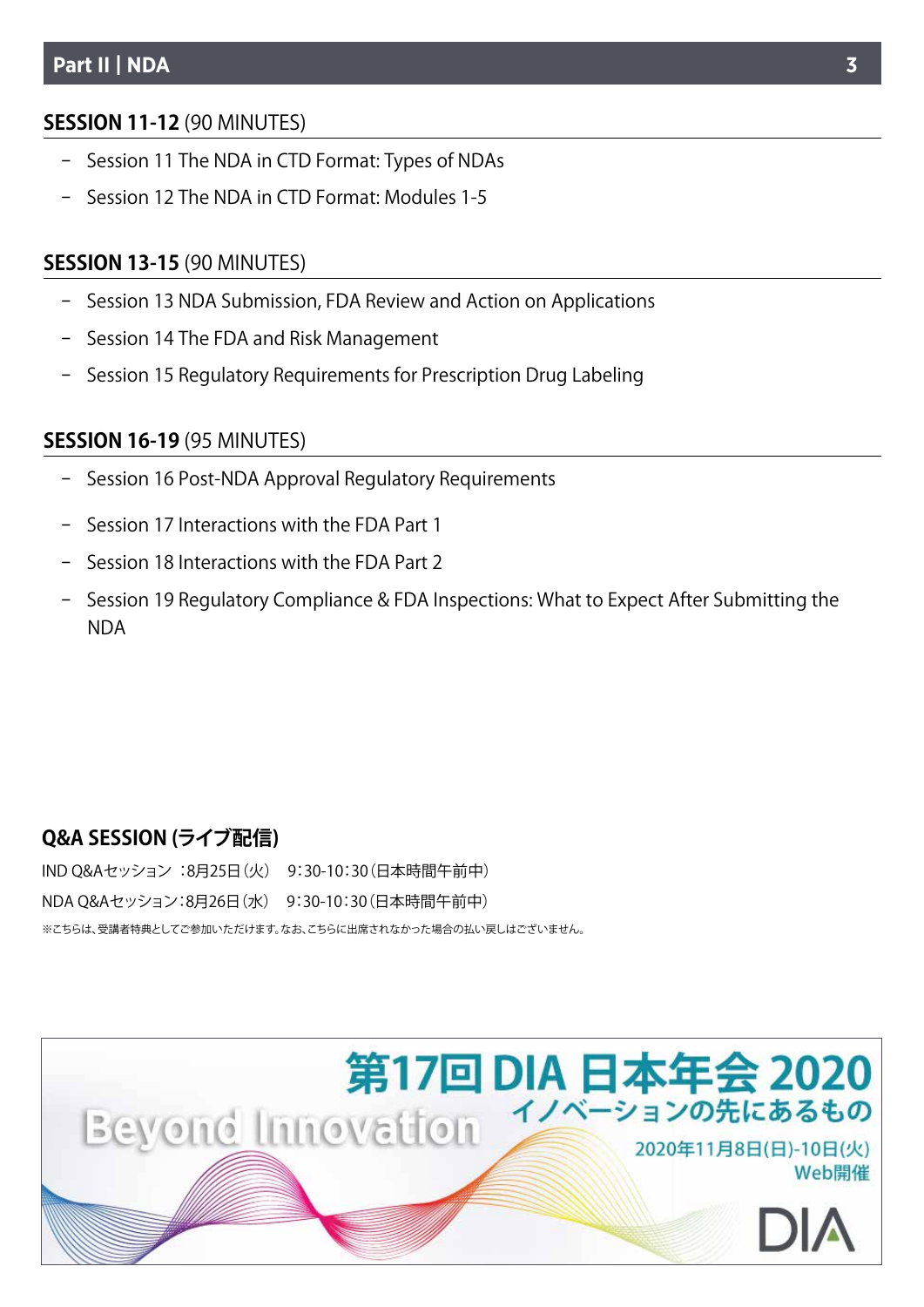## Part II | NDA

### SESSION 11-12 (90 MINUTES)

- Session 11 The NDA in CTD Format: Types of NDAs
- Session 12 The NDA in CTD Format: Modules 1-5

### SESSION 13-15 (90 MINUTES)

- Session 13 NDA Submission, FDA Review and Action on Applications
- Session 14 The FDA and Risk Management
- Session 15 Regulatory Requirements for Prescription Drug Labeling

### SESSION 16-19 (95 MINUTES)

- Session 16 Post-NDA Approval Regulatory Requirements
- Session 17 Interactions with the FDA Part 1
- Session 18 Interactions with the FDA Part 2
- Session 19 Regulatory Compliance & FDA Inspections: What to Expect After Submitting the NDA

### Q&A SESSION (ライブ配信)

IND Q&Aセッション ：8月25日（火） 9：30-10：30（日本時間午前中）

NDA Q&Aセッション：8月26日（水） 9：30-10：30（日本時間午前中）

※こちらは、受講者特典としてご参加いただけます。なお、こちらに出席されなかった場合の払い戻しはございません。

第17回 DIA 日本年会 2020

Beyond Innovation

イノベーションの先にあるもの

2020年11月8日(日)-10日(火)

Web開催

DIA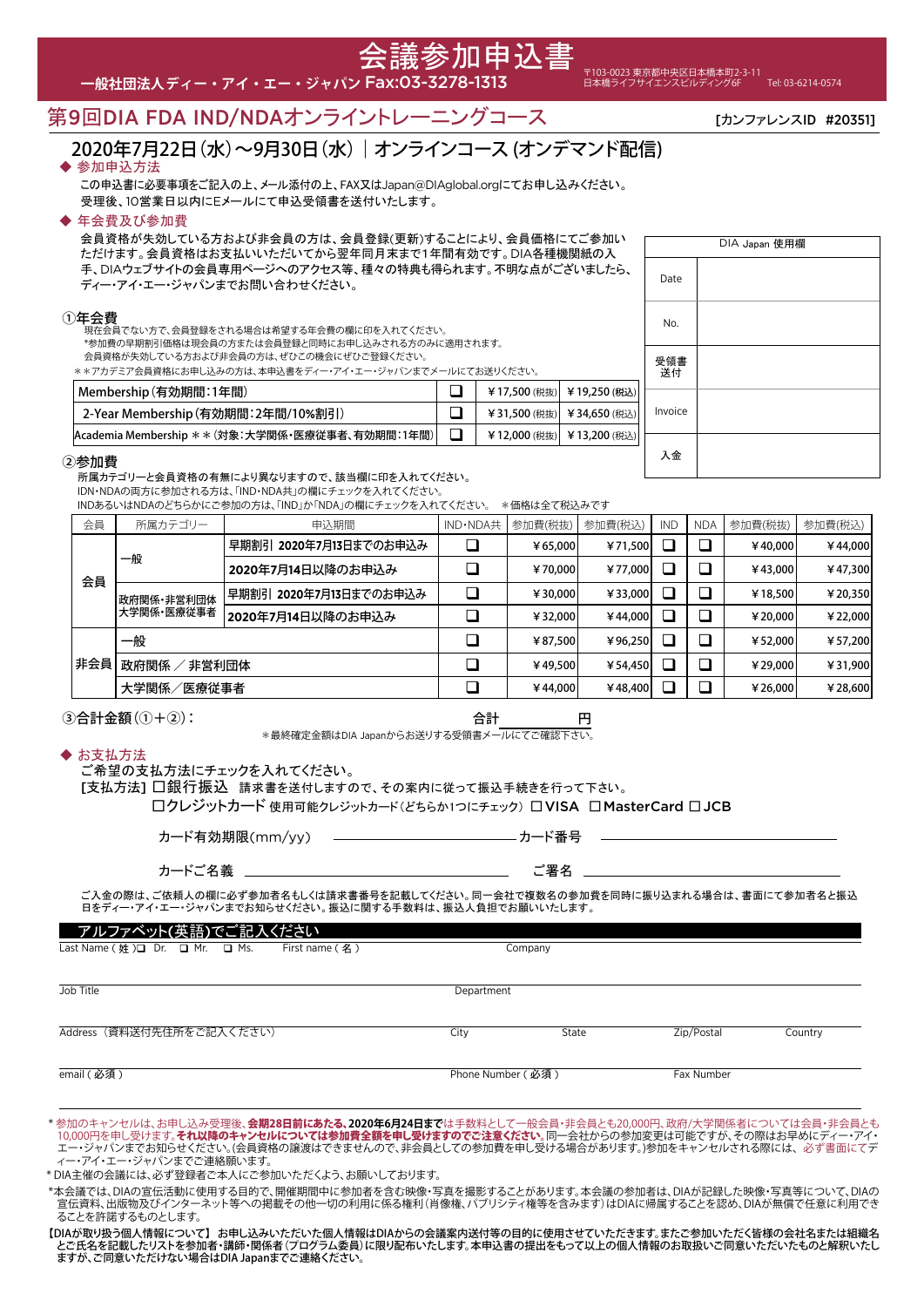# 会議参加申込書

一般社団法人ディー・アイ・エー・ジャパン Fax:03-3278-1313

〒103-0023 東京都中央区日本橋本町2-3-11 日本橋ライフサイエンスビルディング6F　Tel: 03-6214-0574

## 第9回DIA FDA IND/NDAオンライントレーニングコース

[カンファレンスID　#20351]

### 2020年7月22日(水)～9月30日(水)｜オンラインコース(オンデマンド配信)

◆ 参加申込方法

この申込書に必要事項をご記入の上、メール添付の上、FAX又はJapan@DIAglobal.orgにてお申し込みください。
受理後、10営業日以内にEメールにて申込受領書を送付いたします。

◆ 年会費及び参加費

会員資格が失効している方および非会員の方は、会員登録(更新)することにより、会員価格にてご参加いただけます。会員資格はお支払いいただいてから翌年同月末まで1年間有効です。DIA各種機関紙の入手、DIAウェブサイトの会員専用ページへのアクセス等、種々の特典も得られます。不明な点がございましたら、ディー・アイ・エー・ジャパンまでお問い合わせください。

| DIA Japan 使用欄 | |
|---|---|
| Date | |
| No. | |
| 受領書送付 | |
| Invoice | |
| 入金 | |

**①年会費**

現在会員でない方で、会員登録をされる場合は希望する年会費の欄に印を入れてください。
*参加費の早期割引価格は現会員の方また会員登録と同時にお申し込みされる方のみに適用されます。
会員資格が失効している方および非会員の方は、ぜひこの機会にぜひご登録ください。
＊＊アカデミア会員資格にお申し込みの方は、本申込書をディー・アイ・エー・ジャパンまでメールにてお送りください。

| | | | |
|---|---|---|---|
| Membership(有効期間:1年間) | ❑ | ￥17,500(税抜) | ￥19,250(税込) |
| 2-Year Membership(有効期間:2年間/10%割引) | ❑ | ￥31,500(税抜) | ￥34,650(税込) |
| Academia Membership ＊＊(対象:大学関係・医療従事者、有効期間:1年間) | ❑ | ￥12,000(税抜) | ￥13,200(税込) |

**②参加費**

所属カテゴリーと会員資格の有無により異なりますので、該当欄に印を入れてください。
IDN・NDAの両方に参加される方は、「IND・NDA共」の欄にチェックを入れてください。
INDあるいはNDAのどちらかにご参加の方は、「IND」か「NDA」の欄にチェックを入れてください。　＊価格は全て税込みです

| 会員 | 所属カテゴリー | 申込期間 | IND・NDA共 | 参加費(税抜) | 参加費(税込) | IND | NDA | 参加費(税抜) | 参加費(税込) |
|---|---|---|---|---|---|---|---|---|---|
| 会員 | 一般 | 早期割引 2020年7月13日までのお申込み | ❑ | ￥65,000 | ￥71,500 | ❑ | ❑ | ￥40,000 | ￥44,000 |
| | | 2020年7月14日以降のお申込み | ❑ | ￥70,000 | ￥77,000 | ❑ | ❑ | ￥43,000 | ￥47,300 |
| | 政府関係・非営利団体 大学関係・医療従事者 | 早期割引 2020年7月13日までのお申込み | ❑ | ￥30,000 | ￥33,000 | ❑ | ❑ | ￥18,500 | ￥20,350 |
| | | 2020年7月14日以降のお申込み | ❑ | ￥32,000 | ￥44,000 | ❑ | ❑ | ￥20,000 | ￥22,000 |
| 非会員 | 一般 | | ❑ | ￥87,500 | ￥96,250 | ❑ | ❑ | ￥52,000 | ￥57,200 |
| | 政府関係／非営利団体 | | ❑ | ￥49,500 | ￥54,450 | ❑ | ❑ | ￥29,000 | ￥31,900 |
| | 大学関係／医療従事者 | | ❑ | ￥44,000 | ￥48,400 | ❑ | ❑ | ￥26,000 | ￥28,600 |

**③合計金額(①+②):**　　合計＿＿＿＿＿円

＊最終確定金額はDIA Japanからお送りする受領書メールにてご確認下さい。

◆ お支払方法

ご希望の支払方法にチェックを入れてください。

[支払方法] ☐銀行振込　請求書を送付しますので、その案内に従って振込手続きを行って下さい。

☐クレジットカード 使用可能クレジットカード(どちらか1つにチェック) ☐VISA　☐MasterCard ☐JCB

カード有効期限(mm/yy) ＿＿＿＿＿＿＿＿ カード番号 ＿＿＿＿＿＿＿＿

カードご名義 ＿＿＿＿＿＿＿＿　ご署名 ＿＿＿＿＿＿＿＿

ご入金の際は、ご依頼人の欄に必ず参加者名もしくは請求書番号を記載してください。同一会社で複数名の参加費を同時に振り込まれる場合は、書面にて参加者名と振込日をディー・アイ・エー・ジャパンまでお知らせください。振込に関する手数料は、振込人負担でお願いいたします。

**アルファベット(英語)でご記入ください**

| | | | | |
|---|---|---|---|---|
| Last Name(姓)❑ Dr. ❑ Mr. ❑ Ms. First name(名) | Company | | | |
| Job Title | Department | | | |
| Address(資料送付先住所をご記入ください) | City | State | Zip/Postal | Country |
| email(必須) | Phone Number(必須) | | Fax Number | |

*参加のキャンセルは、お申し込み受理後、**会期28日前にあたる、2020年6月24日まで**は手数料として一般会員・非会員とも20,000円、政府/大学関係者については会員・非会員とも10,000円を申し受けます。**それ以降のキャンセルについては参加費全額を申し受けますのでご注意ください。**同一会社からの参加変更は可能ですが、その際はお早めにディー・アイ・エー・ジャパンまでお知らせください。(会員資格の譲渡はできませんので、非会員としての参加費を申し受ける場合があります。)参加をキャンセルされる際には、必ず書面にてディー・アイ・エー・ジャパンまでご連絡願います。

*DIA主催の会議には、必ず登録者ご本人にご参加いただくよう、お願いしております。

*本会議では、DIAの宣伝活動に使用する目的で、開催期間中に参加者を含む映像・写真を撮影することがあります。本会議の参加者は、DIAが記録した映像・写真等について、DIAの宣伝資料、出版物及びインターネット等への掲載その他一切の利用に係る権利(肖像権、パブリシティ権等を含みます)はDIAに帰属することを認め、DIAが無償で任意に利用できることを許諾するものとします。

**【DIAが取り扱う個人情報について】 お申し込みいただいた個人情報はDIAからの会議案内送付等の目的に使用させていただきます。またご参加いただく皆様の会社名または組織名とご氏名を記載したリストを参加者・講師・関係者(プログラム委員)に限り配布いたします。本申込書の提出をもって以上の個人情報のお取扱いご同意いただいたものと解釈いたしますが、ご同意いただけない場合はDIA Japanまでご連絡ください。**